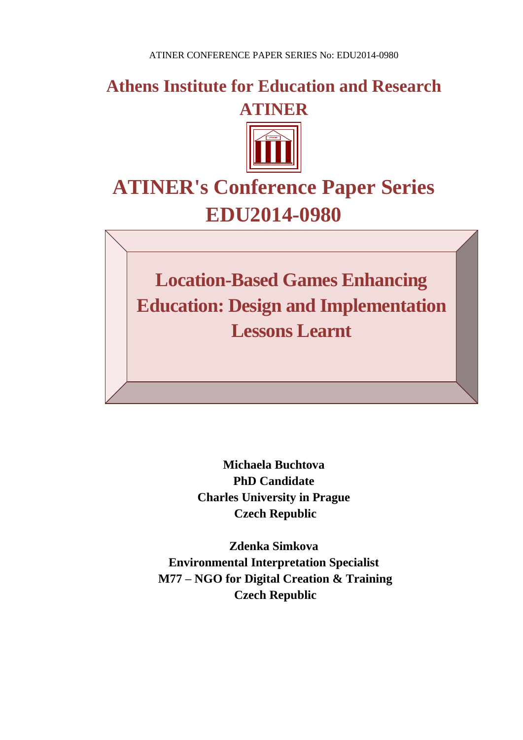# Athens Institute for Education and Research ATINER

# ATINER's Conference Paper Series EDU2014-0980

# Location-Based Games Enhancing Education: Design and Implementation Lessons Learnt

**Michaela Buchtova**
**PhD Candidate**
**Charles University in Prague**
**Czech Republic**

**Zdenka Simkova**
**Environmental Interpretation Specialist**
**M77 – NGO for Digital Creation & Training**
**Czech Republic**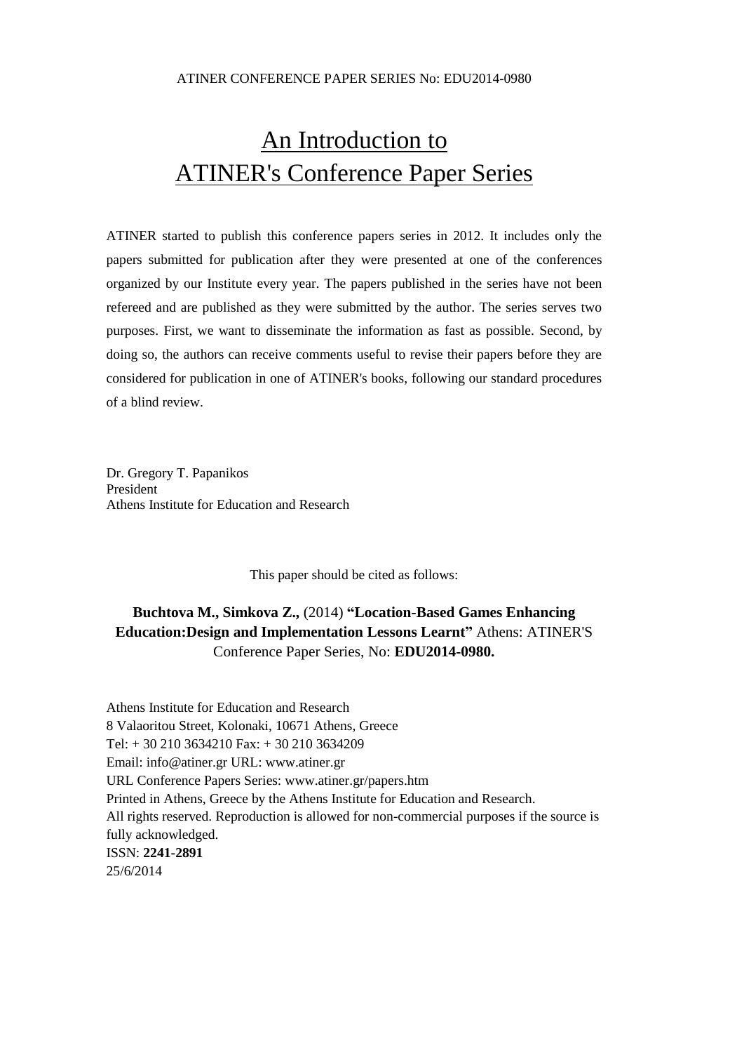# An Introduction to ATINER's Conference Paper Series

ATINER started to publish this conference papers series in 2012. It includes only the papers submitted for publication after they were presented at one of the conferences organized by our Institute every year. The papers published in the series have not been refereed and are published as they were submitted by the author. The series serves two purposes. First, we want to disseminate the information as fast as possible. Second, by doing so, the authors can receive comments useful to revise their papers before they are considered for publication in one of ATINER's books, following our standard procedures of a blind review.

Dr. Gregory T. Papanikos
President
Athens Institute for Education and Research

This paper should be cited as follows:

**Buchtova M., Simkova Z.,** (2014) **"Location-Based Games Enhancing Education:Design and Implementation Lessons Learnt"** Athens: ATINER'S Conference Paper Series, No: **EDU2014-0980.**

Athens Institute for Education and Research
8 Valaoritou Street, Kolonaki, 10671 Athens, Greece
Tel: + 30 210 3634210 Fax: + 30 210 3634209
Email: info@atiner.gr URL: www.atiner.gr
URL Conference Papers Series: www.atiner.gr/papers.htm
Printed in Athens, Greece by the Athens Institute for Education and Research.
All rights reserved. Reproduction is allowed for non-commercial purposes if the source is fully acknowledged.
ISSN: **2241-2891**
25/6/2014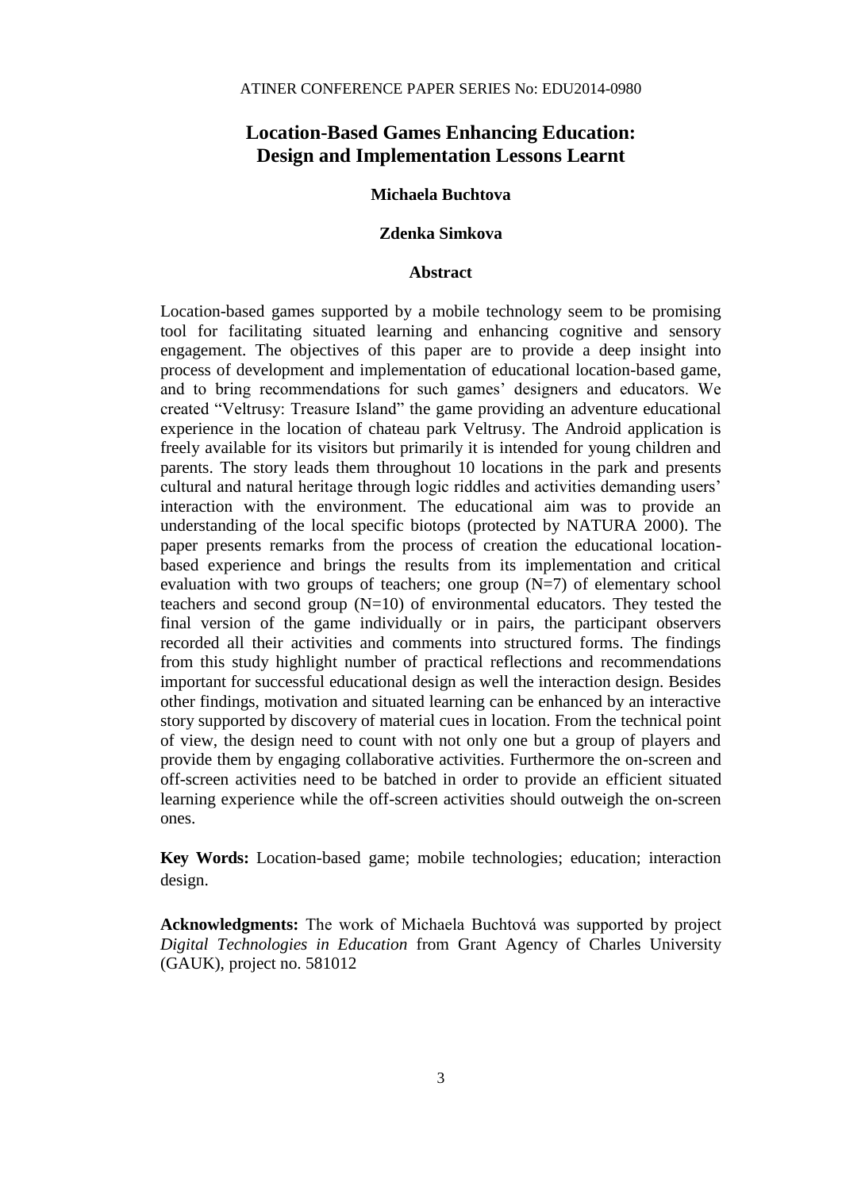# Location-Based Games Enhancing Education: Design and Implementation Lessons Learnt

**Michaela Buchtova**

**Zdenka Simkova**

## Abstract

Location-based games supported by a mobile technology seem to be promising tool for facilitating situated learning and enhancing cognitive and sensory engagement. The objectives of this paper are to provide a deep insight into process of development and implementation of educational location-based game, and to bring recommendations for such games' designers and educators. We created "Veltrusy: Treasure Island" the game providing an adventure educational experience in the location of chateau park Veltrusy. The Android application is freely available for its visitors but primarily it is intended for young children and parents. The story leads them throughout 10 locations in the park and presents cultural and natural heritage through logic riddles and activities demanding users' interaction with the environment. The educational aim was to provide an understanding of the local specific biotops (protected by NATURA 2000). The paper presents remarks from the process of creation the educational location-based experience and brings the results from its implementation and critical evaluation with two groups of teachers; one group (N=7) of elementary school teachers and second group (N=10) of environmental educators. They tested the final version of the game individually or in pairs, the participant observers recorded all their activities and comments into structured forms. The findings from this study highlight number of practical reflections and recommendations important for successful educational design as well the interaction design. Besides other findings, motivation and situated learning can be enhanced by an interactive story supported by discovery of material cues in location. From the technical point of view, the design need to count with not only one but a group of players and provide them by engaging collaborative activities. Furthermore the on-screen and off-screen activities need to be batched in order to provide an efficient situated learning experience while the off-screen activities should outweigh the on-screen ones.

**Key Words:** Location-based game; mobile technologies; education; interaction design.

**Acknowledgments:** The work of Michaela Buchtová was supported by project *Digital Technologies in Education* from Grant Agency of Charles University (GAUK), project no. 581012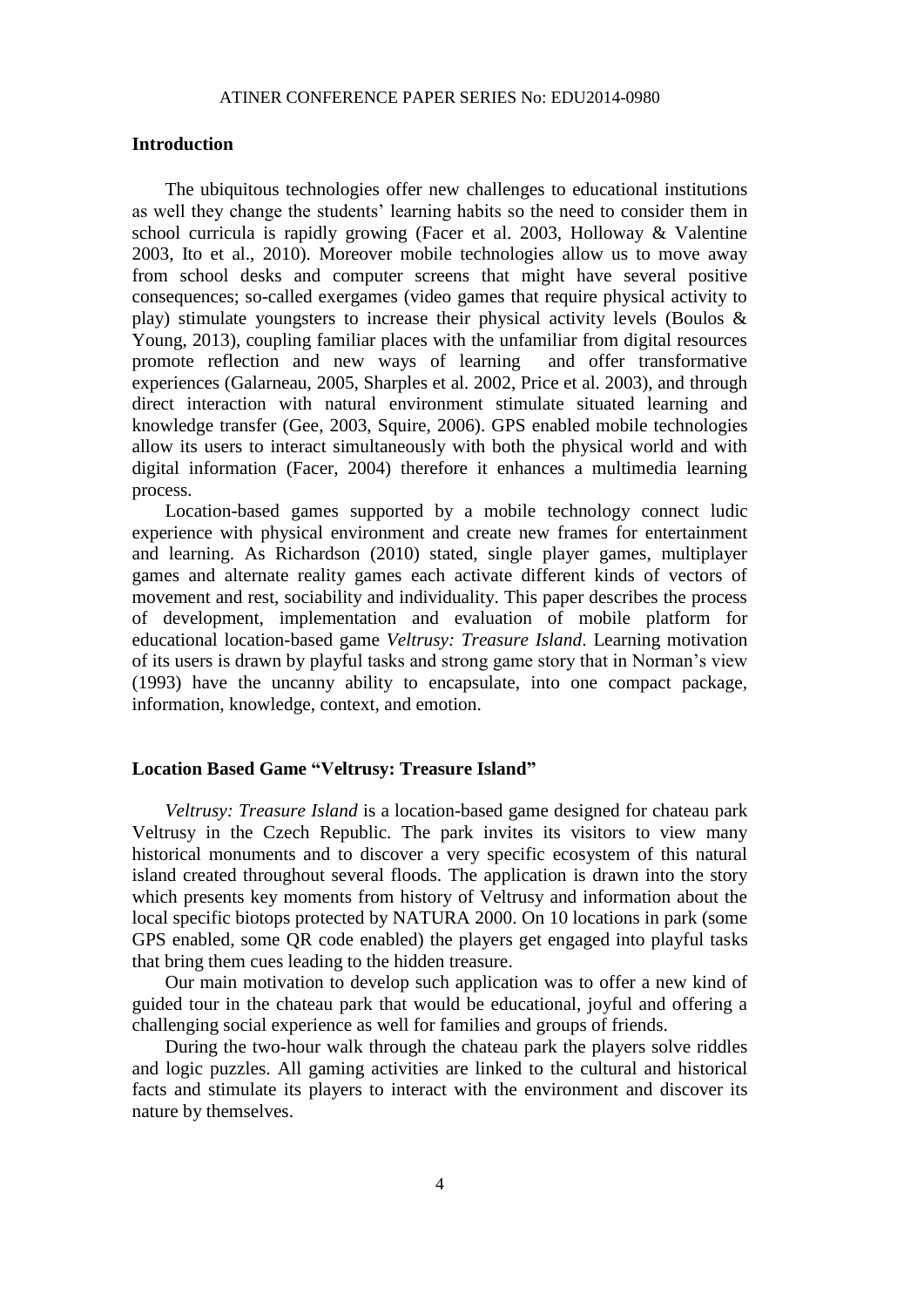## Introduction

The ubiquitous technologies offer new challenges to educational institutions as well they change the students' learning habits so the need to consider them in school curricula is rapidly growing (Facer et al. 2003, Holloway & Valentine 2003, Ito et al., 2010). Moreover mobile technologies allow us to move away from school desks and computer screens that might have several positive consequences; so-called exergames (video games that require physical activity to play) stimulate youngsters to increase their physical activity levels (Boulos & Young, 2013), coupling familiar places with the unfamiliar from digital resources promote reflection and new ways of learning and offer transformative experiences (Galarneau, 2005, Sharples et al. 2002, Price et al. 2003), and through direct interaction with natural environment stimulate situated learning and knowledge transfer (Gee, 2003, Squire, 2006). GPS enabled mobile technologies allow its users to interact simultaneously with both the physical world and with digital information (Facer, 2004) therefore it enhances a multimedia learning process.

Location-based games supported by a mobile technology connect ludic experience with physical environment and create new frames for entertainment and learning. As Richardson (2010) stated, single player games, multiplayer games and alternate reality games each activate different kinds of vectors of movement and rest, sociability and individuality. This paper describes the process of development, implementation and evaluation of mobile platform for educational location-based game *Veltrusy: Treasure Island*. Learning motivation of its users is drawn by playful tasks and strong game story that in Norman's view (1993) have the uncanny ability to encapsulate, into one compact package, information, knowledge, context, and emotion.

## Location Based Game "Veltrusy: Treasure Island"

*Veltrusy: Treasure Island* is a location-based game designed for chateau park Veltrusy in the Czech Republic. The park invites its visitors to view many historical monuments and to discover a very specific ecosystem of this natural island created throughout several floods. The application is drawn into the story which presents key moments from history of Veltrusy and information about the local specific biotops protected by NATURA 2000. On 10 locations in park (some GPS enabled, some QR code enabled) the players get engaged into playful tasks that bring them cues leading to the hidden treasure.

Our main motivation to develop such application was to offer a new kind of guided tour in the chateau park that would be educational, joyful and offering a challenging social experience as well for families and groups of friends.

During the two-hour walk through the chateau park the players solve riddles and logic puzzles. All gaming activities are linked to the cultural and historical facts and stimulate its players to interact with the environment and discover its nature by themselves.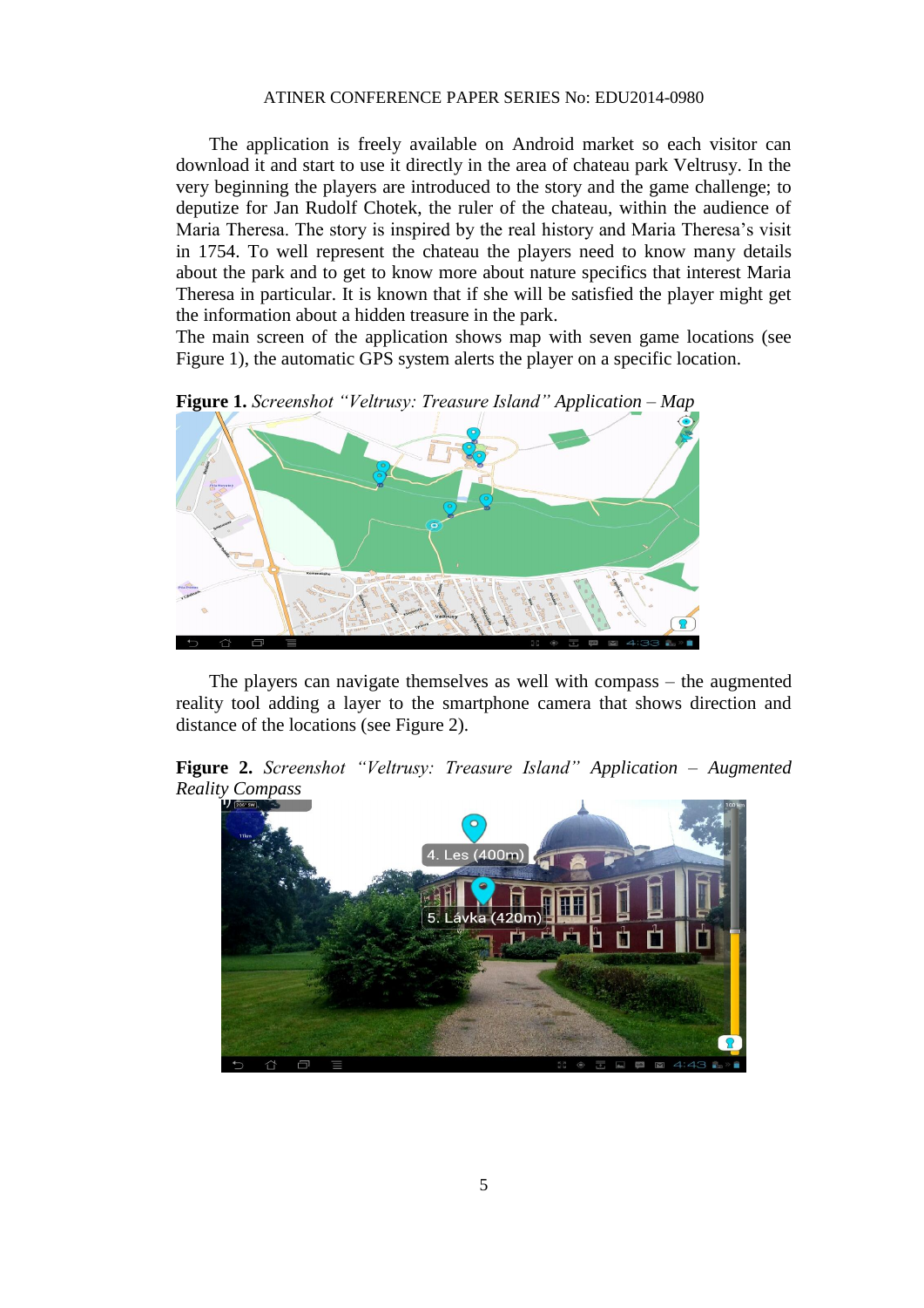The application is freely available on Android market so each visitor can download it and start to use it directly in the area of chateau park Veltrusy. In the very beginning the players are introduced to the story and the game challenge; to deputize for Jan Rudolf Chotek, the ruler of the chateau, within the audience of Maria Theresa. The story is inspired by the real history and Maria Theresa's visit in 1754. To well represent the chateau the players need to know many details about the park and to get to know more about nature specifics that interest Maria Theresa in particular. It is known that if she will be satisfied the player might get the information about a hidden treasure in the park.

The main screen of the application shows map with seven game locations (see Figure 1), the automatic GPS system alerts the player on a specific location.

**Figure 1.** *Screenshot "Veltrusy: Treasure Island" Application – Map*

The players can navigate themselves as well with compass – the augmented reality tool adding a layer to the smartphone camera that shows direction and distance of the locations (see Figure 2).

**Figure 2.** *Screenshot "Veltrusy: Treasure Island" Application – Augmented Reality Compass*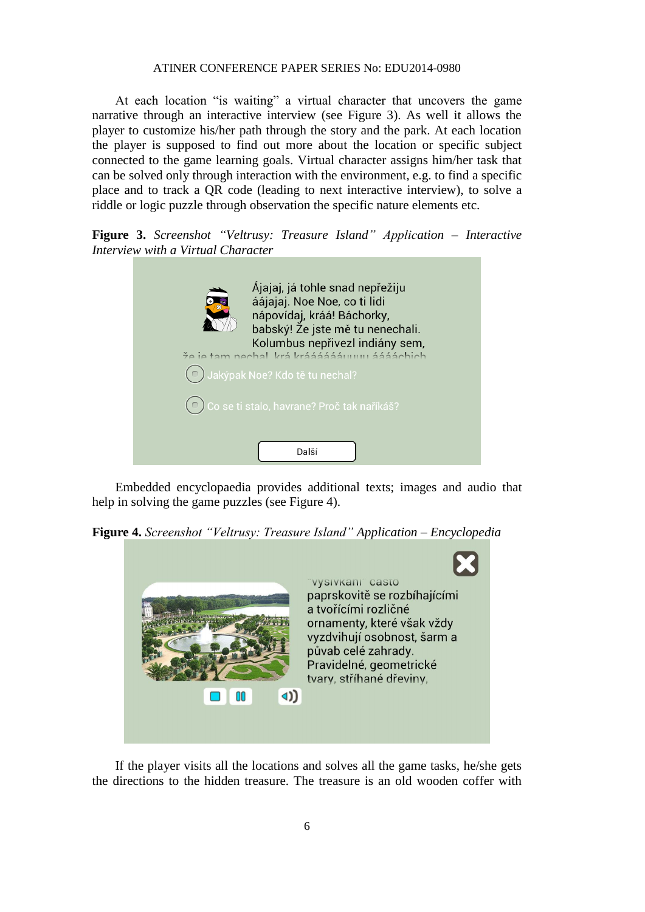At each location "is waiting" a virtual character that uncovers the game narrative through an interactive interview (see Figure 3). As well it allows the player to customize his/her path through the story and the park. At each location the player is supposed to find out more about the location or specific subject connected to the game learning goals. Virtual character assigns him/her task that can be solved only through interaction with the environment, e.g. to find a specific place and to track a QR code (leading to next interactive interview), to solve a riddle or logic puzzle through observation the specific nature elements etc.

**Figure 3.** *Screenshot "Veltrusy: Treasure Island" Application – Interactive Interview with a Virtual Character*

Ájajaj, já tohle snad nepřežiju áájajaj. Noe Noe, co ti lidi nápovídaj, kráá! Báchorky, babský! Že jste mě tu nenechali. Kolumbus nepřivezl indiány sem, že je tam nechal, krá krááááááuuuu ááááchich

Jakýpak Noe? Kdo tě tu nechal?

Co se ti stalo, havrane? Proč tak naříkáš?

Další

Embedded encyclopaedia provides additional texts; images and audio that help in solving the game puzzles (see Figure 4).

**Figure 4.** *Screenshot "Veltrusy: Treasure Island" Application – Encyclopedia*

vysívkání často paprskovitě se rozbíhajícími a tvořícími rozličné ornamenty, které však vždy vyzdvihují osobnost, šarm a půvab celé zahrady. Pravidelné, geometrické tvary, stříhané dřeviny,

If the player visits all the locations and solves all the game tasks, he/she gets the directions to the hidden treasure. The treasure is an old wooden coffer with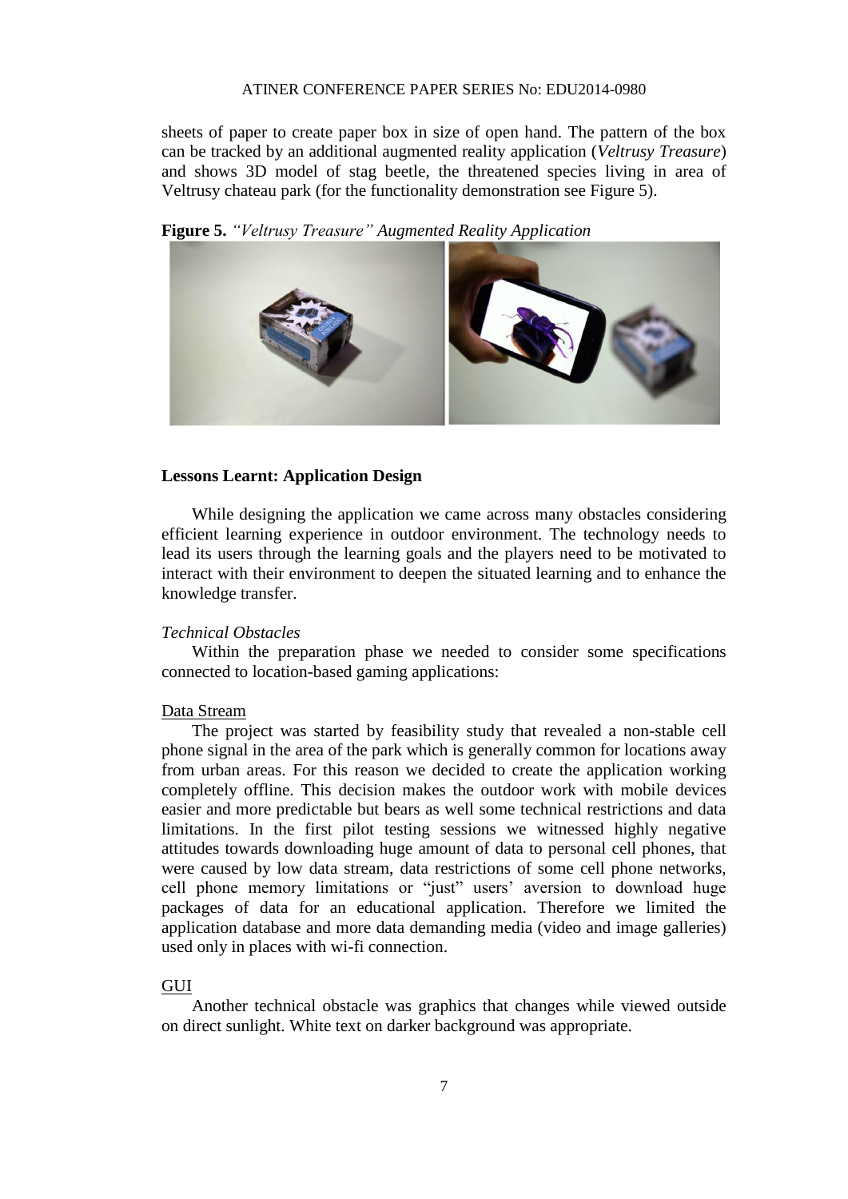sheets of paper to create paper box in size of open hand. The pattern of the box can be tracked by an additional augmented reality application (*Veltrusy Treasure*) and shows 3D model of stag beetle, the threatened species living in area of Veltrusy chateau park (for the functionality demonstration see Figure 5).

**Figure 5.** *"Veltrusy Treasure" Augmented Reality Application*

## Lessons Learnt: Application Design

While designing the application we came across many obstacles considering efficient learning experience in outdoor environment. The technology needs to lead its users through the learning goals and the players need to be motivated to interact with their environment to deepen the situated learning and to enhance the knowledge transfer.

### *Technical Obstacles*

Within the preparation phase we needed to consider some specifications connected to location-based gaming applications:

#### Data Stream

The project was started by feasibility study that revealed a non-stable cell phone signal in the area of the park which is generally common for locations away from urban areas. For this reason we decided to create the application working completely offline. This decision makes the outdoor work with mobile devices easier and more predictable but bears as well some technical restrictions and data limitations. In the first pilot testing sessions we witnessed highly negative attitudes towards downloading huge amount of data to personal cell phones, that were caused by low data stream, data restrictions of some cell phone networks, cell phone memory limitations or "just" users' aversion to download huge packages of data for an educational application. Therefore we limited the application database and more data demanding media (video and image galleries) used only in places with wi-fi connection.

#### GUI

Another technical obstacle was graphics that changes while viewed outside on direct sunlight. White text on darker background was appropriate.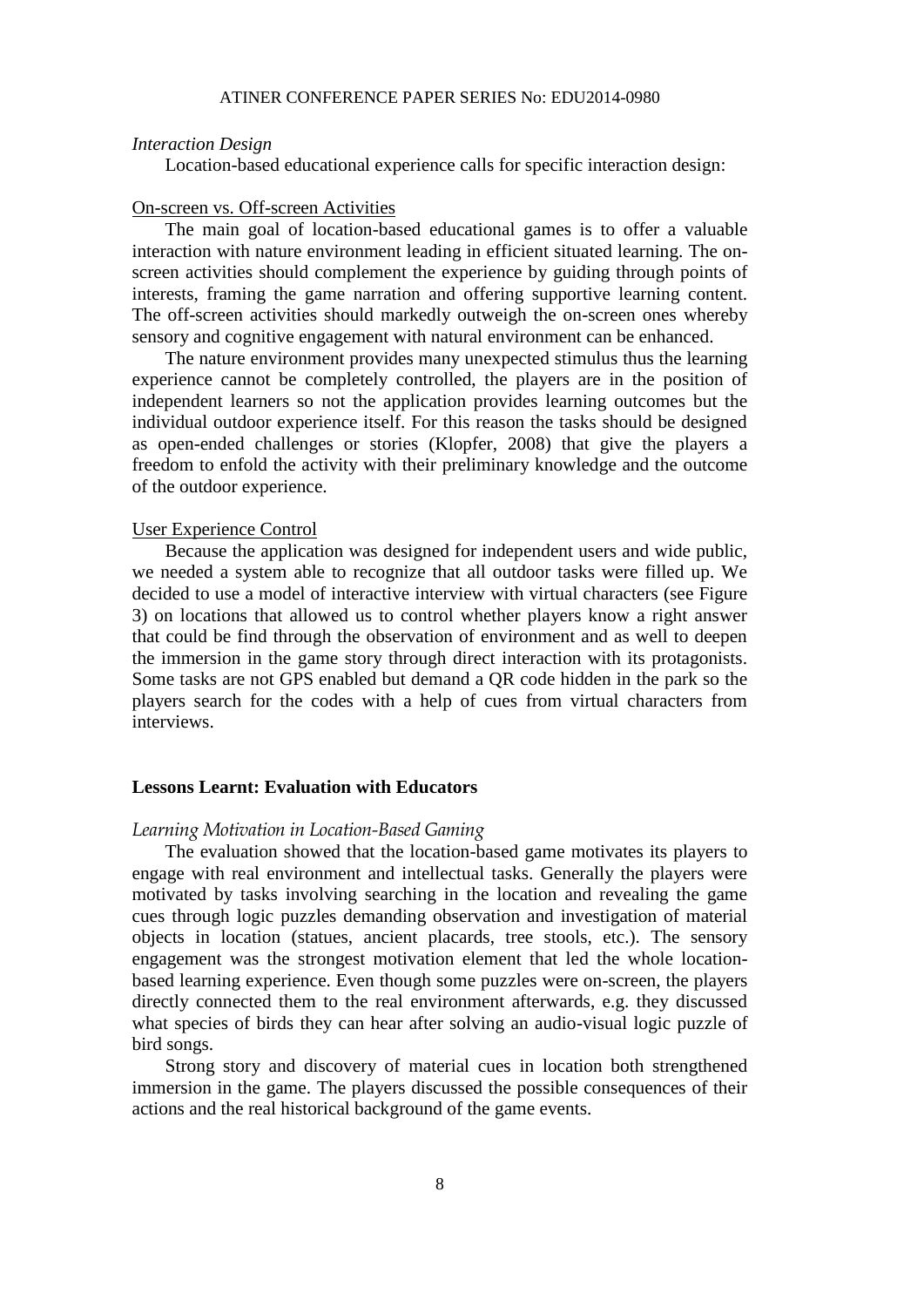*Interaction Design*

Location-based educational experience calls for specific interaction design:

<u>On-screen vs. Off-screen Activities</u>

The main goal of location-based educational games is to offer a valuable interaction with nature environment leading in efficient situated learning. The on-screen activities should complement the experience by guiding through points of interests, framing the game narration and offering supportive learning content. The off-screen activities should markedly outweigh the on-screen ones whereby sensory and cognitive engagement with natural environment can be enhanced.

The nature environment provides many unexpected stimulus thus the learning experience cannot be completely controlled, the players are in the position of independent learners so not the application provides learning outcomes but the individual outdoor experience itself. For this reason the tasks should be designed as open-ended challenges or stories (Klopfer, 2008) that give the players a freedom to enfold the activity with their preliminary knowledge and the outcome of the outdoor experience.

<u>User Experience Control</u>

Because the application was designed for independent users and wide public, we needed a system able to recognize that all outdoor tasks were filled up. We decided to use a model of interactive interview with virtual characters (see Figure 3) on locations that allowed us to control whether players know a right answer that could be find through the observation of environment and as well to deepen the immersion in the game story through direct interaction with its protagonists. Some tasks are not GPS enabled but demand a QR code hidden in the park so the players search for the codes with a help of cues from virtual characters from interviews.

## Lessons Learnt: Evaluation with Educators

*Learning Motivation in Location-Based Gaming*

The evaluation showed that the location-based game motivates its players to engage with real environment and intellectual tasks. Generally the players were motivated by tasks involving searching in the location and revealing the game cues through logic puzzles demanding observation and investigation of material objects in location (statues, ancient placards, tree stools, etc.). The sensory engagement was the strongest motivation element that led the whole location-based learning experience. Even though some puzzles were on-screen, the players directly connected them to the real environment afterwards, e.g. they discussed what species of birds they can hear after solving an audio-visual logic puzzle of bird songs.

Strong story and discovery of material cues in location both strengthened immersion in the game. The players discussed the possible consequences of their actions and the real historical background of the game events.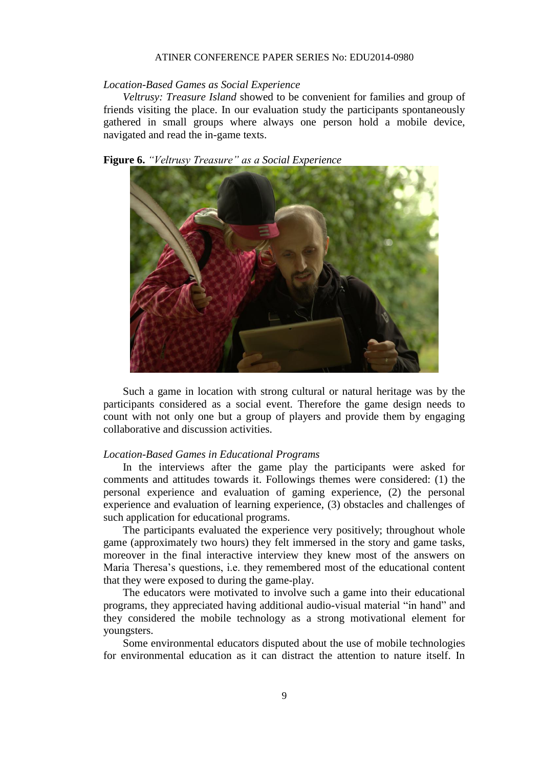*Location-Based Games as Social Experience*

*Veltrusy: Treasure Island* showed to be convenient for families and group of friends visiting the place. In our evaluation study the participants spontaneously gathered in small groups where always one person hold a mobile device, navigated and read the in-game texts.

**Figure 6.** *"Veltrusy Treasure" as a Social Experience*

Such a game in location with strong cultural or natural heritage was by the participants considered as a social event. Therefore the game design needs to count with not only one but a group of players and provide them by engaging collaborative and discussion activities.

*Location-Based Games in Educational Programs*

In the interviews after the game play the participants were asked for comments and attitudes towards it. Followings themes were considered: (1) the personal experience and evaluation of gaming experience, (2) the personal experience and evaluation of learning experience, (3) obstacles and challenges of such application for educational programs.

The participants evaluated the experience very positively; throughout whole game (approximately two hours) they felt immersed in the story and game tasks, moreover in the final interactive interview they knew most of the answers on Maria Theresa's questions, i.e. they remembered most of the educational content that they were exposed to during the game-play.

The educators were motivated to involve such a game into their educational programs, they appreciated having additional audio-visual material "in hand" and they considered the mobile technology as a strong motivational element for youngsters.

Some environmental educators disputed about the use of mobile technologies for environmental education as it can distract the attention to nature itself. In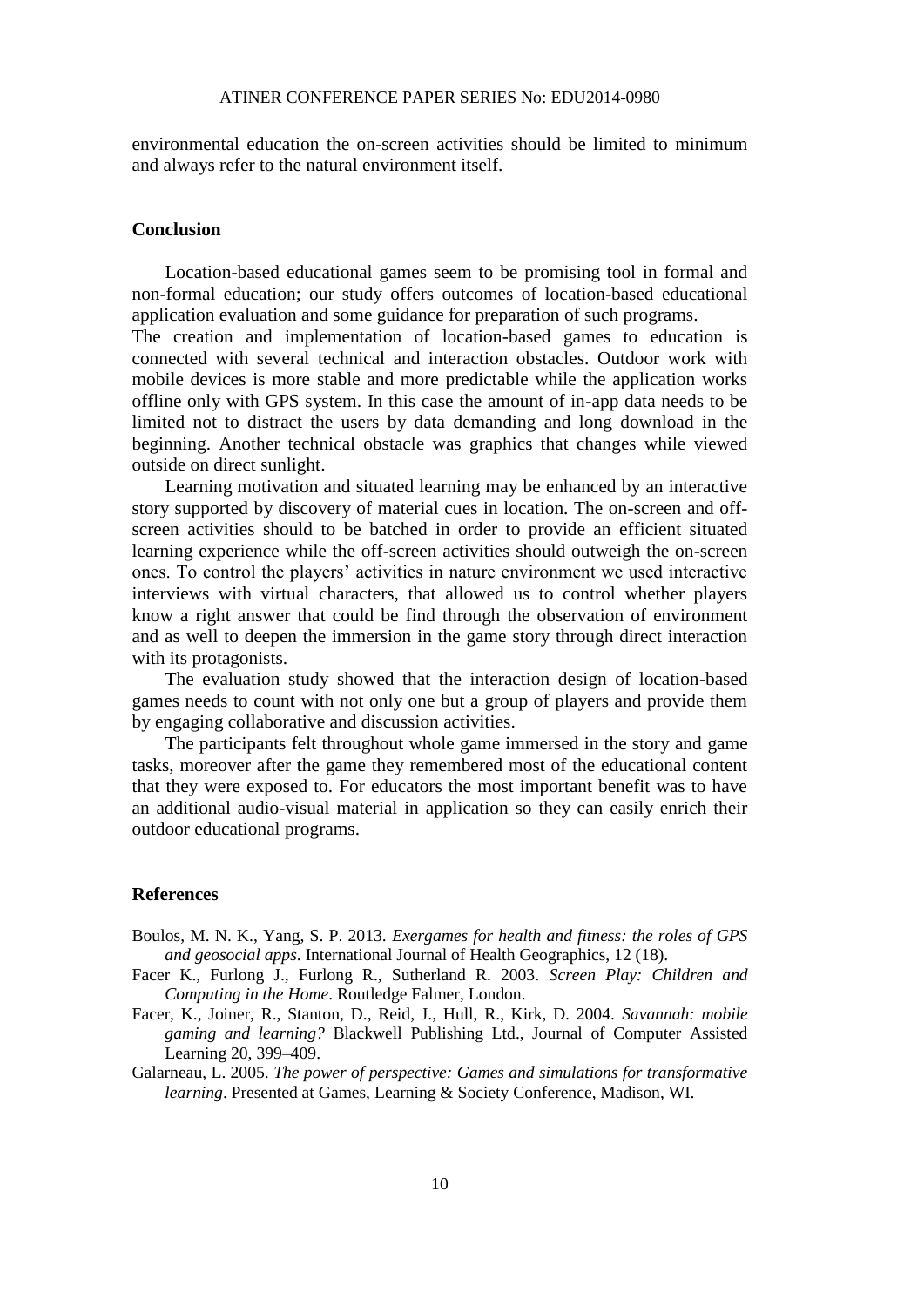environmental education the on-screen activities should be limited to minimum and always refer to the natural environment itself.

## Conclusion

Location-based educational games seem to be promising tool in formal and non-formal education; our study offers outcomes of location-based educational application evaluation and some guidance for preparation of such programs.
The creation and implementation of location-based games to education is connected with several technical and interaction obstacles. Outdoor work with mobile devices is more stable and more predictable while the application works offline only with GPS system. In this case the amount of in-app data needs to be limited not to distract the users by data demanding and long download in the beginning. Another technical obstacle was graphics that changes while viewed outside on direct sunlight.

Learning motivation and situated learning may be enhanced by an interactive story supported by discovery of material cues in location. The on-screen and off-screen activities should to be batched in order to provide an efficient situated learning experience while the off-screen activities should outweigh the on-screen ones. To control the players' activities in nature environment we used interactive interviews with virtual characters, that allowed us to control whether players know a right answer that could be find through the observation of environment and as well to deepen the immersion in the game story through direct interaction with its protagonists.

The evaluation study showed that the interaction design of location-based games needs to count with not only one but a group of players and provide them by engaging collaborative and discussion activities.

The participants felt throughout whole game immersed in the story and game tasks, moreover after the game they remembered most of the educational content that they were exposed to. For educators the most important benefit was to have an additional audio-visual material in application so they can easily enrich their outdoor educational programs.

## References

Boulos, M. N. K., Yang, S. P. 2013. *Exergames for health and fitness: the roles of GPS and geosocial apps*. International Journal of Health Geographics, 12 (18).

Facer K., Furlong J., Furlong R., Sutherland R. 2003. *Screen Play: Children and Computing in the Home*. Routledge Falmer, London.

Facer, K., Joiner, R., Stanton, D., Reid, J., Hull, R., Kirk, D. 2004. *Savannah: mobile gaming and learning?* Blackwell Publishing Ltd., Journal of Computer Assisted Learning 20, 399–409.

Galarneau, L. 2005. *The power of perspective: Games and simulations for transformative learning*. Presented at Games, Learning & Society Conference, Madison, WI.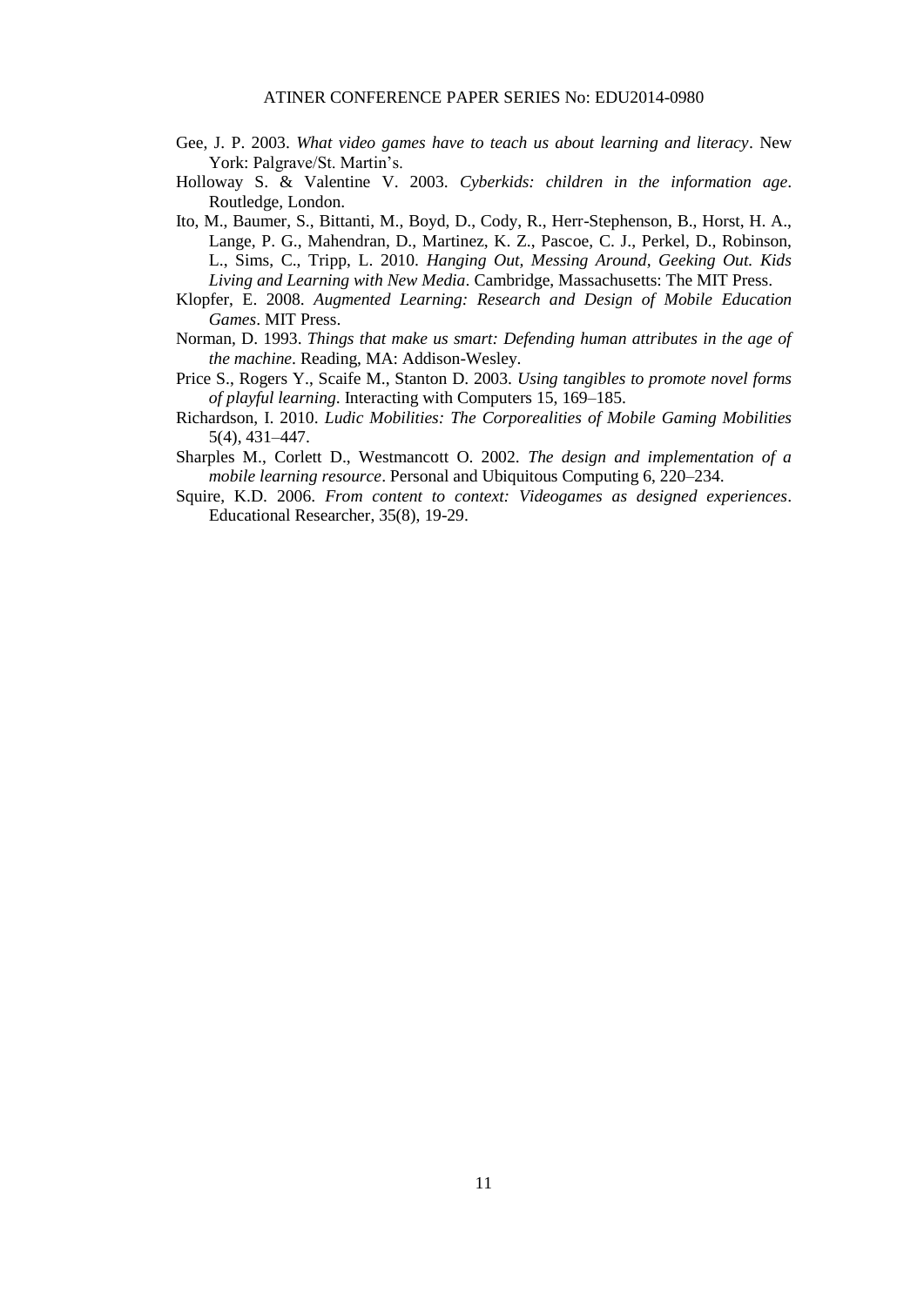Gee, J. P. 2003. *What video games have to teach us about learning and literacy*. New York: Palgrave/St. Martin's.

Holloway S. & Valentine V. 2003. *Cyberkids: children in the information age*. Routledge, London.

Ito, M., Baumer, S., Bittanti, M., Boyd, D., Cody, R., Herr-Stephenson, B., Horst, H. A., Lange, P. G., Mahendran, D., Martinez, K. Z., Pascoe, C. J., Perkel, D., Robinson, L., Sims, C., Tripp, L. 2010. *Hanging Out, Messing Around, Geeking Out. Kids Living and Learning with New Media*. Cambridge, Massachusetts: The MIT Press.

Klopfer, E. 2008. *Augmented Learning: Research and Design of Mobile Education Games*. MIT Press.

Norman, D. 1993. *Things that make us smart: Defending human attributes in the age of the machine*. Reading, MA: Addison-Wesley.

Price S., Rogers Y., Scaife M., Stanton D. 2003. *Using tangibles to promote novel forms of playful learning*. Interacting with Computers 15, 169–185.

Richardson, I. 2010. *Ludic Mobilities: The Corporealities of Mobile Gaming Mobilities* 5(4), 431–447.

Sharples M., Corlett D., Westmancott O. 2002. *The design and implementation of a mobile learning resource*. Personal and Ubiquitous Computing 6, 220–234.

Squire, K.D. 2006. *From content to context: Videogames as designed experiences*. Educational Researcher, 35(8), 19-29.